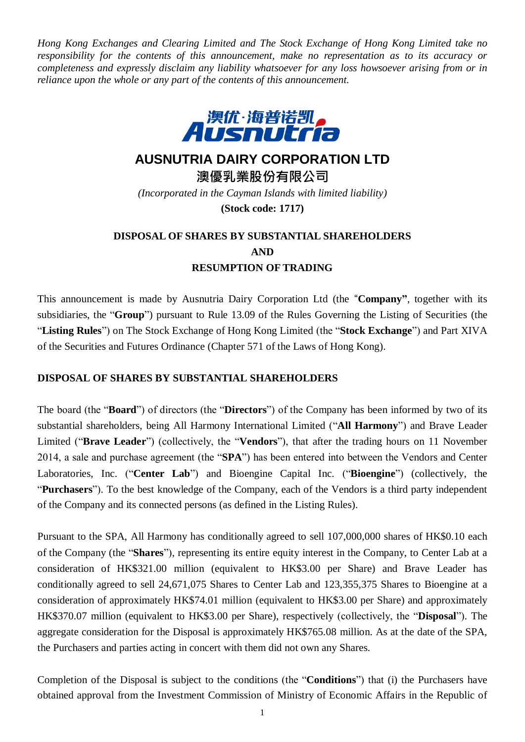*Hong Kong Exchanges and Clearing Limited and The Stock Exchange of Hong Kong Limited take no responsibility for the contents of this announcement, make no representation as to its accuracy or completeness and expressly disclaim any liability whatsoever for any loss howsoever arising from or in reliance upon the whole or any part of the contents of this announcement.*

澳优·海普诺凯
Ausnutria

# AUSNUTRIA DAIRY CORPORATION LTD

# 澳優乳業股份有限公司

*(Incorporated in the Cayman Islands with limited liability)*

**(Stock code: 1717)**

## DISPOSAL OF SHARES BY SUBSTANTIAL SHAREHOLDERS AND RESUMPTION OF TRADING

This announcement is made by Ausnutria Dairy Corporation Ltd (the "**Company**", together with its subsidiaries, the "**Group**") pursuant to Rule 13.09 of the Rules Governing the Listing of Securities (the "**Listing Rules**") on The Stock Exchange of Hong Kong Limited (the "**Stock Exchange**") and Part XIVA of the Securities and Futures Ordinance (Chapter 571 of the Laws of Hong Kong).

### DISPOSAL OF SHARES BY SUBSTANTIAL SHAREHOLDERS

The board (the "**Board**") of directors (the "**Directors**") of the Company has been informed by two of its substantial shareholders, being All Harmony International Limited ("**All Harmony**") and Brave Leader Limited ("**Brave Leader**") (collectively, the "**Vendors**"), that after the trading hours on 11 November 2014, a sale and purchase agreement (the "**SPA**") has been entered into between the Vendors and Center Laboratories, Inc. ("**Center Lab**") and Bioengine Capital Inc. ("**Bioengine**") (collectively, the "**Purchasers**"). To the best knowledge of the Company, each of the Vendors is a third party independent of the Company and its connected persons (as defined in the Listing Rules).

Pursuant to the SPA, All Harmony has conditionally agreed to sell 107,000,000 shares of HK$0.10 each of the Company (the "**Shares**"), representing its entire equity interest in the Company, to Center Lab at a consideration of HK$321.00 million (equivalent to HK$3.00 per Share) and Brave Leader has conditionally agreed to sell 24,671,075 Shares to Center Lab and 123,355,375 Shares to Bioengine at a consideration of approximately HK$74.01 million (equivalent to HK$3.00 per Share) and approximately HK$370.07 million (equivalent to HK$3.00 per Share), respectively (collectively, the "**Disposal**"). The aggregate consideration for the Disposal is approximately HK$765.08 million. As at the date of the SPA, the Purchasers and parties acting in concert with them did not own any Shares.

Completion of the Disposal is subject to the conditions (the "**Conditions**") that (i) the Purchasers have obtained approval from the Investment Commission of Ministry of Economic Affairs in the Republic of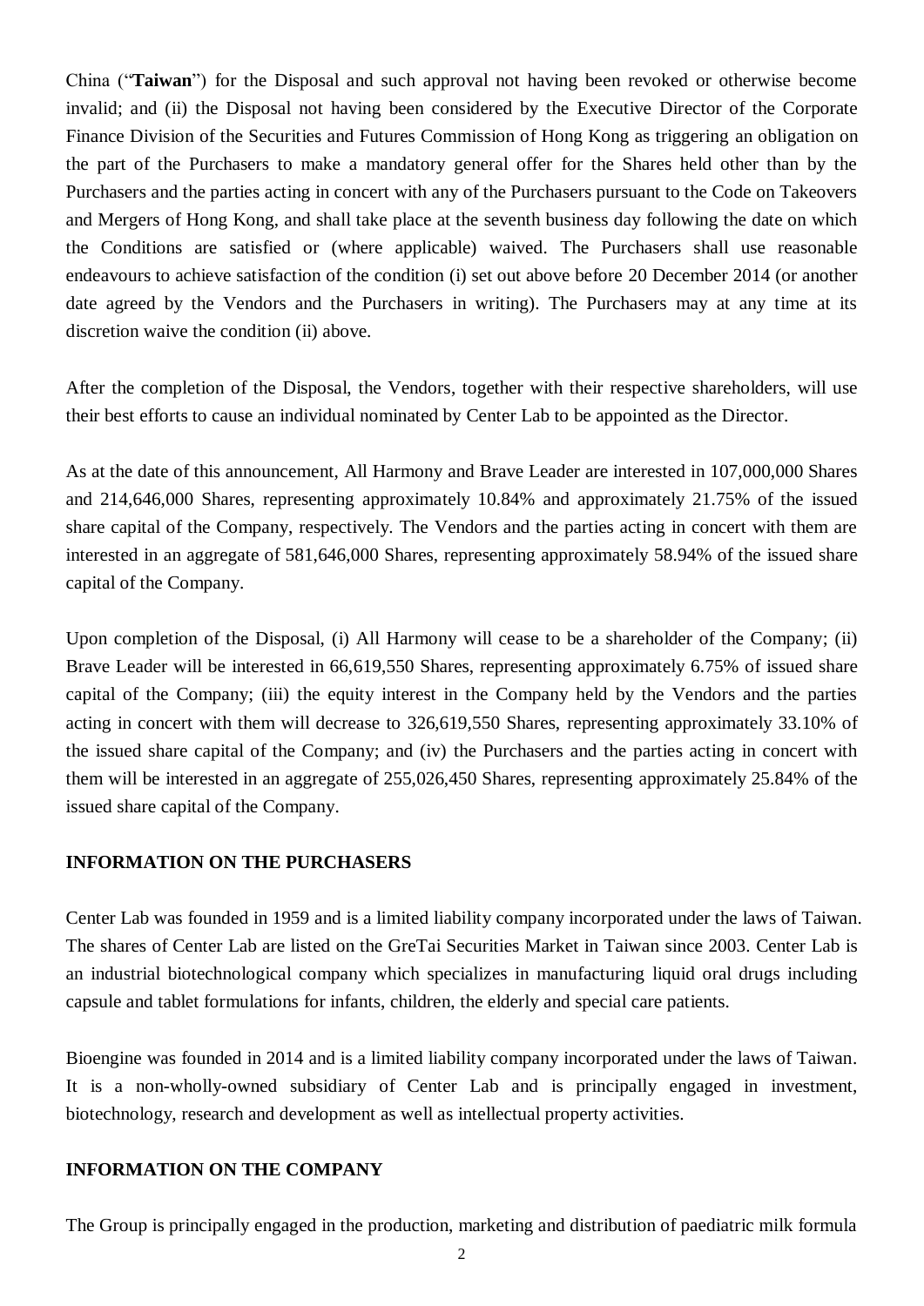China (“**Taiwan**”) for the Disposal and such approval not having been revoked or otherwise become invalid; and (ii) the Disposal not having been considered by the Executive Director of the Corporate Finance Division of the Securities and Futures Commission of Hong Kong as triggering an obligation on the part of the Purchasers to make a mandatory general offer for the Shares held other than by the Purchasers and the parties acting in concert with any of the Purchasers pursuant to the Code on Takeovers and Mergers of Hong Kong, and shall take place at the seventh business day following the date on which the Conditions are satisfied or (where applicable) waived. The Purchasers shall use reasonable endeavours to achieve satisfaction of the condition (i) set out above before 20 December 2014 (or another date agreed by the Vendors and the Purchasers in writing). The Purchasers may at any time at its discretion waive the condition (ii) above.

After the completion of the Disposal, the Vendors, together with their respective shareholders, will use their best efforts to cause an individual nominated by Center Lab to be appointed as the Director.

As at the date of this announcement, All Harmony and Brave Leader are interested in 107,000,000 Shares and 214,646,000 Shares, representing approximately 10.84% and approximately 21.75% of the issued share capital of the Company, respectively. The Vendors and the parties acting in concert with them are interested in an aggregate of 581,646,000 Shares, representing approximately 58.94% of the issued share capital of the Company.

Upon completion of the Disposal, (i) All Harmony will cease to be a shareholder of the Company; (ii) Brave Leader will be interested in 66,619,550 Shares, representing approximately 6.75% of issued share capital of the Company; (iii) the equity interest in the Company held by the Vendors and the parties acting in concert with them will decrease to 326,619,550 Shares, representing approximately 33.10% of the issued share capital of the Company; and (iv) the Purchasers and the parties acting in concert with them will be interested in an aggregate of 255,026,450 Shares, representing approximately 25.84% of the issued share capital of the Company.

## INFORMATION ON THE PURCHASERS

Center Lab was founded in 1959 and is a limited liability company incorporated under the laws of Taiwan. The shares of Center Lab are listed on the GreTai Securities Market in Taiwan since 2003. Center Lab is an industrial biotechnological company which specializes in manufacturing liquid oral drugs including capsule and tablet formulations for infants, children, the elderly and special care patients.

Bioengine was founded in 2014 and is a limited liability company incorporated under the laws of Taiwan. It is a non-wholly-owned subsidiary of Center Lab and is principally engaged in investment, biotechnology, research and development as well as intellectual property activities.

## INFORMATION ON THE COMPANY

The Group is principally engaged in the production, marketing and distribution of paediatric milk formula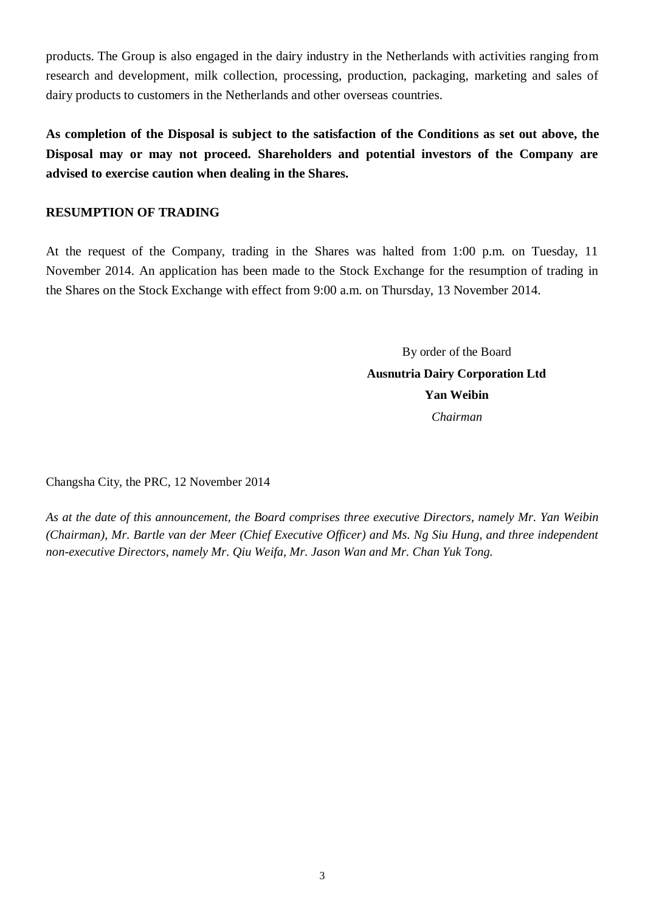products. The Group is also engaged in the dairy industry in the Netherlands with activities ranging from research and development, milk collection, processing, production, packaging, marketing and sales of dairy products to customers in the Netherlands and other overseas countries.

**As completion of the Disposal is subject to the satisfaction of the Conditions as set out above, the Disposal may or may not proceed. Shareholders and potential investors of the Company are advised to exercise caution when dealing in the Shares.**

**RESUMPTION OF TRADING**

At the request of the Company, trading in the Shares was halted from 1:00 p.m. on Tuesday, 11 November 2014. An application has been made to the Stock Exchange for the resumption of trading in the Shares on the Stock Exchange with effect from 9:00 a.m. on Thursday, 13 November 2014.

By order of the Board
**Ausnutria Dairy Corporation Ltd**
**Yan Weibin**
*Chairman*

Changsha City, the PRC, 12 November 2014

*As at the date of this announcement, the Board comprises three executive Directors, namely Mr. Yan Weibin (Chairman), Mr. Bartle van der Meer (Chief Executive Officer) and Ms. Ng Siu Hung, and three independent non-executive Directors, namely Mr. Qiu Weifa, Mr. Jason Wan and Mr. Chan Yuk Tong.*